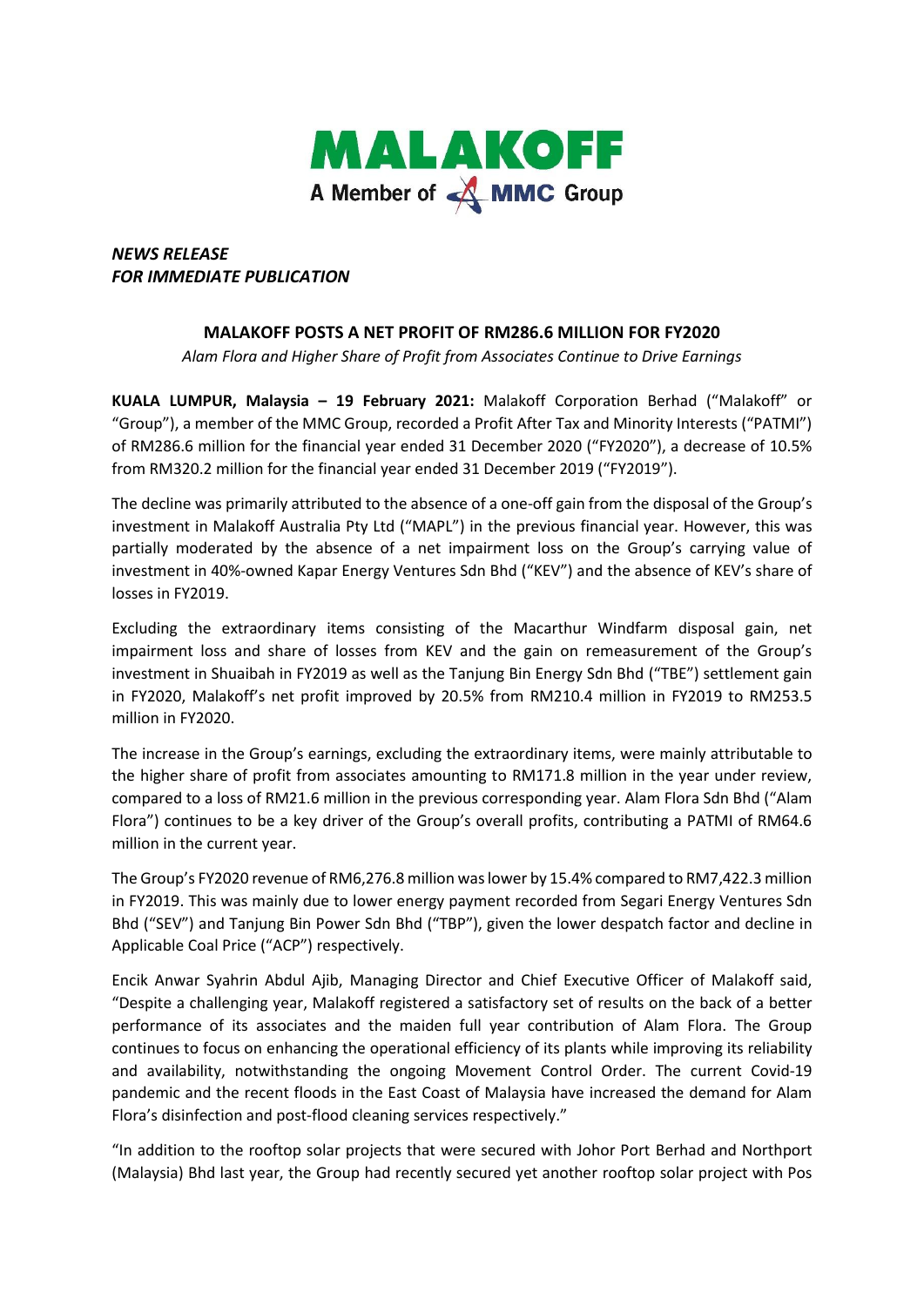*NEWS RELEASE*
*FOR IMMEDIATE PUBLICATION*

## MALAKOFF POSTS A NET PROFIT OF RM286.6 MILLION FOR FY2020

*Alam Flora and Higher Share of Profit from Associates Continue to Drive Earnings*

**KUALA LUMPUR, Malaysia – 19 February 2021:** Malakoff Corporation Berhad ("Malakoff" or "Group"), a member of the MMC Group, recorded a Profit After Tax and Minority Interests ("PATMI") of RM286.6 million for the financial year ended 31 December 2020 ("FY2020"), a decrease of 10.5% from RM320.2 million for the financial year ended 31 December 2019 ("FY2019").

The decline was primarily attributed to the absence of a one-off gain from the disposal of the Group's investment in Malakoff Australia Pty Ltd ("MAPL") in the previous financial year. However, this was partially moderated by the absence of a net impairment loss on the Group's carrying value of investment in 40%-owned Kapar Energy Ventures Sdn Bhd ("KEV") and the absence of KEV's share of losses in FY2019.

Excluding the extraordinary items consisting of the Macarthur Windfarm disposal gain, net impairment loss and share of losses from KEV and the gain on remeasurement of the Group's investment in Shuaibah in FY2019 as well as the Tanjung Bin Energy Sdn Bhd ("TBE") settlement gain in FY2020, Malakoff's net profit improved by 20.5% from RM210.4 million in FY2019 to RM253.5 million in FY2020.

The increase in the Group's earnings, excluding the extraordinary items, were mainly attributable to the higher share of profit from associates amounting to RM171.8 million in the year under review, compared to a loss of RM21.6 million in the previous corresponding year. Alam Flora Sdn Bhd ("Alam Flora") continues to be a key driver of the Group's overall profits, contributing a PATMI of RM64.6 million in the current year.

The Group's FY2020 revenue of RM6,276.8 million was lower by 15.4% compared to RM7,422.3 million in FY2019. This was mainly due to lower energy payment recorded from Segari Energy Ventures Sdn Bhd ("SEV") and Tanjung Bin Power Sdn Bhd ("TBP"), given the lower despatch factor and decline in Applicable Coal Price ("ACP") respectively.

Encik Anwar Syahrin Abdul Ajib, Managing Director and Chief Executive Officer of Malakoff said, "Despite a challenging year, Malakoff registered a satisfactory set of results on the back of a better performance of its associates and the maiden full year contribution of Alam Flora. The Group continues to focus on enhancing the operational efficiency of its plants while improving its reliability and availability, notwithstanding the ongoing Movement Control Order. The current Covid-19 pandemic and the recent floods in the East Coast of Malaysia have increased the demand for Alam Flora's disinfection and post-flood cleaning services respectively."

"In addition to the rooftop solar projects that were secured with Johor Port Berhad and Northport (Malaysia) Bhd last year, the Group had recently secured yet another rooftop solar project with Pos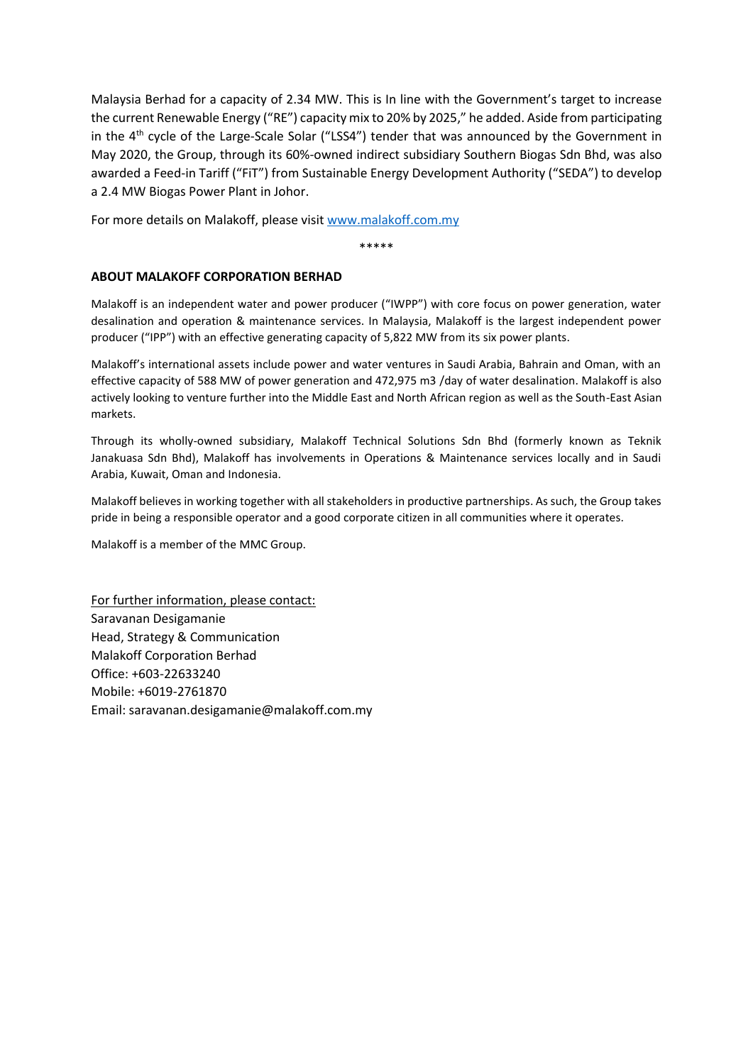Malaysia Berhad for a capacity of 2.34 MW. This is In line with the Government's target to increase the current Renewable Energy ("RE") capacity mix to 20% by 2025," he added. Aside from participating in the 4th cycle of the Large-Scale Solar ("LSS4") tender that was announced by the Government in May 2020, the Group, through its 60%-owned indirect subsidiary Southern Biogas Sdn Bhd, was also awarded a Feed-in Tariff ("FiT") from Sustainable Energy Development Authority ("SEDA") to develop a 2.4 MW Biogas Power Plant in Johor.

For more details on Malakoff, please visit [www.malakoff.com.my](http://www.malakoff.com.my)

*****

**ABOUT MALAKOFF CORPORATION BERHAD**

Malakoff is an independent water and power producer ("IWPP") with core focus on power generation, water desalination and operation & maintenance services. In Malaysia, Malakoff is the largest independent power producer ("IPP") with an effective generating capacity of 5,822 MW from its six power plants.

Malakoff's international assets include power and water ventures in Saudi Arabia, Bahrain and Oman, with an effective capacity of 588 MW of power generation and 472,975 m3 /day of water desalination. Malakoff is also actively looking to venture further into the Middle East and North African region as well as the South-East Asian markets.

Through its wholly-owned subsidiary, Malakoff Technical Solutions Sdn Bhd (formerly known as Teknik Janakuasa Sdn Bhd), Malakoff has involvements in Operations & Maintenance services locally and in Saudi Arabia, Kuwait, Oman and Indonesia.

Malakoff believes in working together with all stakeholders in productive partnerships. As such, the Group takes pride in being a responsible operator and a good corporate citizen in all communities where it operates.

Malakoff is a member of the MMC Group.

For further information, please contact:
Saravanan Desigamanie
Head, Strategy & Communication
Malakoff Corporation Berhad
Office: +603-22633240
Mobile: +6019-2761870
Email: saravanan.desigamanie@malakoff.com.my